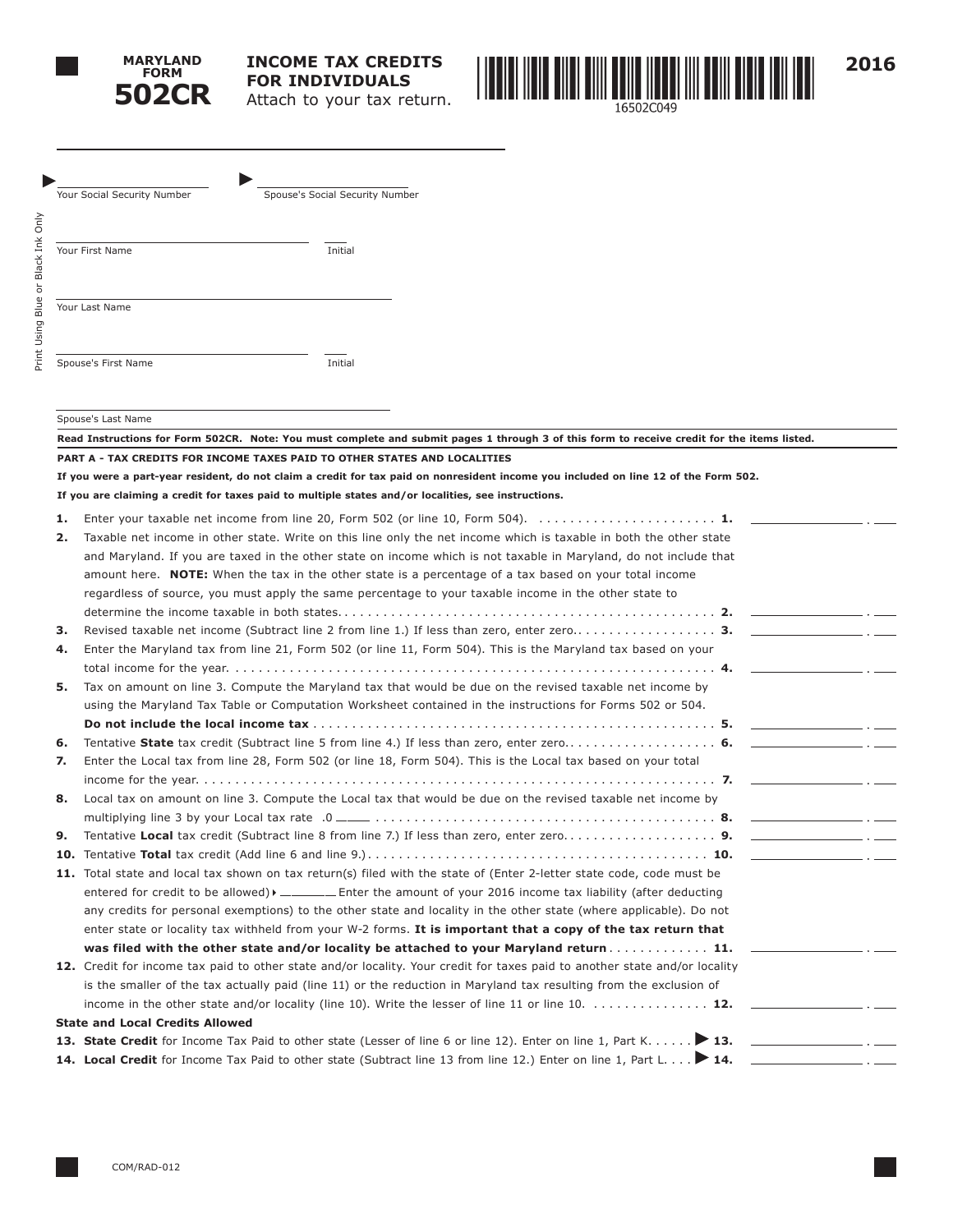**MARYLAND FORM 502CR**

# INCOME TAX CREDITS FOR INDIVIDUALS

Attach to your tax return.

16502C049

**2016**

Your Social Security Number ________ Spouse's Social Security Number ________

Your First Name ________ Initial ____

Your Last Name ________

Spouse's First Name ________ Initial ____

Spouse's Last Name ________

Print Using Blue or Black Ink Only

**Read Instructions for Form 502CR. Note: You must complete and submit pages 1 through 3 of this form to receive credit for the items listed.**

## PART A - TAX CREDITS FOR INCOME TAXES PAID TO OTHER STATES AND LOCALITIES

**If you were a part-year resident, do not claim a credit for tax paid on nonresident income you included on line 12 of the Form 502.**

**If you are claiming a credit for taxes paid to multiple states and/or localities, see instructions.**

1. Enter your taxable net income from line 20, Form 502 (or line 10, Form 504). . . . . . . . . . . . . . . . . . . . . . . . **1.** ________
2. Taxable net income in other state. Write on this line only the net income which is taxable in both the other state and Maryland. If you are taxed in the other state on income which is not taxable in Maryland, do not include that amount here. **NOTE:** When the tax in the other state is a percentage of a tax based on your total income regardless of source, you must apply the same percentage to your taxable income in the other state to determine the income taxable in both states. . . . . . . . . . . . . . . . . . . . . . . . . . . . . . . . . . . . . . . . . . . . . . . . . **2.** ________
3. Revised taxable net income (Subtract line 2 from line 1.) If less than zero, enter zero.. . . . . . . . . . . . . . . . . . . **3.** ________
4. Enter the Maryland tax from line 21, Form 502 (or line 11, Form 504). This is the Maryland tax based on your total income for the year. . . . . . . . . . . . . . . . . . . . . . . . . . . . . . . . . . . . . . . . . . . . . . . . . . . . . . . . . . . . . . . . **4.** ________
5. Tax on amount on line 3. Compute the Maryland tax that would be due on the revised taxable net income by using the Maryland Tax Table or Computation Worksheet contained in the instructions for Forms 502 or 504. **Do not include the local income tax** . . . . . . . . . . . . . . . . . . . . . . . . . . . . . . . . . . . . . . . . . . . . . . . . . . . **5.** ________
6. Tentative **State** tax credit (Subtract line 5 from line 4.) If less than zero, enter zero. . . . . . . . . . . . . . . . . . . . **6.** ________
7. Enter the Local tax from line 28, Form 502 (or line 18, Form 504). This is the Local tax based on your total income for the year. . . . . . . . . . . . . . . . . . . . . . . . . . . . . . . . . . . . . . . . . . . . . . . . . . . . . . . . . . . . . . . . . . . . **7.** ________
8. Local tax on amount on line 3. Compute the Local tax that would be due on the revised taxable net income by multiplying line 3 by your Local tax rate .0 ____ . . . . . . . . . . . . . . . . . . . . . . . . . . . . . . . . . . . . . . . . . . . . **8.** ________
9. Tentative **Local** tax credit (Subtract line 8 from line 7.) If less than zero, enter zero. . . . . . . . . . . . . . . . . . . . **9.** ________
10. Tentative **Total** tax credit (Add line 6 and line 9.) . . . . . . . . . . . . . . . . . . . . . . . . . . . . . . . . . . . . . . . . . . . **10.** ________
11. Total state and local tax shown on tax return(s) filed with the state of (Enter 2-letter state code, code must be entered for credit to be allowed) ▸ ______ Enter the amount of your 2016 income tax liability (after deducting any credits for personal exemptions) to the other state and locality in the other state (where applicable). Do not enter state or locality tax withheld from your W-2 forms. **It is important that a copy of the tax return that was filed with the other state and/or locality be attached to your Maryland return** . . . . . . . . . . . . . **11.** ________
12. Credit for income tax paid to other state and/or locality. Your credit for taxes paid to another state and/or locality is the smaller of the tax actually paid (line 11) or the reduction in Maryland tax resulting from the exclusion of income in the other state and/or locality (line 10). Write the lesser of line 11 or line 10. . . . . . . . . . . . . . . . **12.** ________

**State and Local Credits Allowed**

13. **State Credit** for Income Tax Paid to other state (Lesser of line 6 or line 12). Enter on line 1, Part K. . . . . . ▶ **13.** ________
14. **Local Credit** for Income Tax Paid to other state (Subtract line 13 from line 12.) Enter on line 1, Part L. . . . ▶ **14.** ________

COM/RAD-012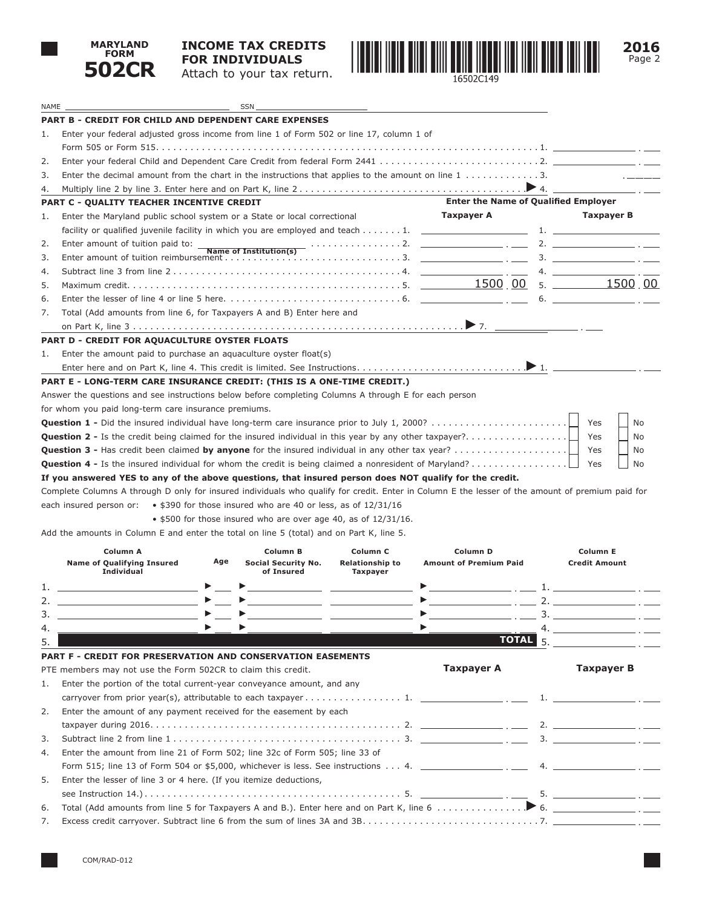# MARYLAND FORM 502CR

## INCOME TAX CREDITS FOR INDIVIDUALS

Attach to your tax return.

16502C149

**2016**

NAME ____________________ SSN ____________________

### PART B - CREDIT FOR CHILD AND DEPENDENT CARE EXPENSES

1. Enter your federal adjusted gross income from line 1 of Form 502 or line 17, column 1 of Form 505 or Form 515. . . . . . . . . . 1. ________
2. Enter your federal Child and Dependent Care Credit from federal Form 2441 . . . . . . . . . . 2. ________
3. Enter the decimal amount from the chart in the instructions that applies to the amount on line 1 . . . . . . . . . . 3. ________
4. Multiply line 2 by line 3. Enter here and on Part K, line 2 . . . . . . . . . . ▶ 4. ________

### PART C - QUALITY TEACHER INCENTIVE CREDIT

**Enter the Name of Qualified Employer**

| | | Taxpayer A | Taxpayer B |
|---|---|---|---|
| 1. | Enter the Maryland public school system or a State or local correctional facility or qualified juvenile facility in which you are employed and teach . . . . . . . 1. | | 1. |
| 2. | Enter amount of tuition paid to: ____ (Name of Institution(s)) . . . . . . . 2. | | 2. |
| 3. | Enter amount of tuition reimbursement . . . . . . . 3. | | 3. |
| 4. | Subtract line 3 from line 2 . . . . . . . 4. | | 4. |
| 5. | Maximum credit. . . . . . . 5. | 1500.00 | 5. 1500.00 |
| 6. | Enter the lesser of line 4 or line 5 here. . . . . . . 6. | | 6. |

7. Total (Add amounts from line 6, for Taxpayers A and B) Enter here and on Part K, line 3 . . . . . . . . . . ▶ 7. ________

### PART D - CREDIT FOR AQUACULTURE OYSTER FLOATS

1. Enter the amount paid to purchase an aquaculture oyster float(s)
   Enter here and on Part K, line 4. This credit is limited. See Instructions. . . . . . . . . . ▶ 1. ________

### PART E - LONG-TERM CARE INSURANCE CREDIT: (THIS IS A ONE-TIME CREDIT.)

Answer the questions and see instructions below before completing Columns A through E for each person for whom you paid long-term care insurance premiums.

**Question 1 -** Did the insured individual have long-term care insurance prior to July 1, 2000? . . . . . . . . . . ☐ Yes ☐ No

**Question 2 -** Is the credit being claimed for the insured individual in this year by any other taxpayer?. . . . . . . . . . ☐ Yes ☐ No

**Question 3 -** Has credit been claimed **by anyone** for the insured individual in any other tax year? . . . . . . . . . . ☐ Yes ☐ No

**Question 4 -** Is the insured individual for whom the credit is being claimed a nonresident of Maryland? . . . . . . . . . . ☐ Yes ☐ No

**If you answered YES to any of the above questions, that insured person does NOT qualify for the credit.**

Complete Columns A through D only for insured individuals who qualify for credit. Enter in Column E the lesser of the amount of premium paid for each insured person or:
- $390 for those insured who are 40 or less, as of 12/31/16
- $500 for those insured who are over age 40, as of 12/31/16.

Add the amounts in Column E and enter the total on line 5 (total) and on Part K, line 5.

| | Column A Name of Qualifying Insured Individual | Age | Column B Social Security No. of Insured | Column C Relationship to Taxpayer | Column D Amount of Premium Paid | Column E Credit Amount |
|---|---|---|---|---|---|---|
| 1. | | ▶ | ▶ | | ▶ | 1. |
| 2. | | ▶ | ▶ | | ▶ | 2. |
| 3. | | ▶ | ▶ | | ▶ | 3. |
| 4. | | ▶ | ▶ | | ▶ | 4. |
| 5. | | | | | **TOTAL** | 5. |

### PART F - CREDIT FOR PRESERVATION AND CONSERVATION EASEMENTS

PTE members may not use the Form 502CR to claim this credit.

| | | Taxpayer A | Taxpayer B |
|---|---|---|---|
| 1. | Enter the portion of the total current-year conveyance amount, and any carryover from prior year(s), attributable to each taxpayer . . . . . . . 1. | | 1. |
| 2. | Enter the amount of any payment received for the easement by each taxpayer during 2016. . . . . . . 2. | | 2. |
| 3. | Subtract line 2 from line 1 . . . . . . . 3. | | 3. |
| 4. | Enter the amount from line 21 of Form 502; line 32c of Form 505; line 33 of Form 515; line 13 of Form 504 or $5,000, whichever is less. See instructions . . . 4. | | 4. |
| 5. | Enter the lesser of line 3 or 4 here. (If you itemize deductions, see Instruction 14.). . . . . . . 5. | | 5. |

6. Total (Add amounts from line 5 for Taxpayers A and B.). Enter here and on Part K, line 6 . . . . . . . . . . ▶ 6. ________
7. Excess credit carryover. Subtract line 6 from the sum of lines 3A and 3B. . . . . . . . . . 7. ________

COM/RAD-012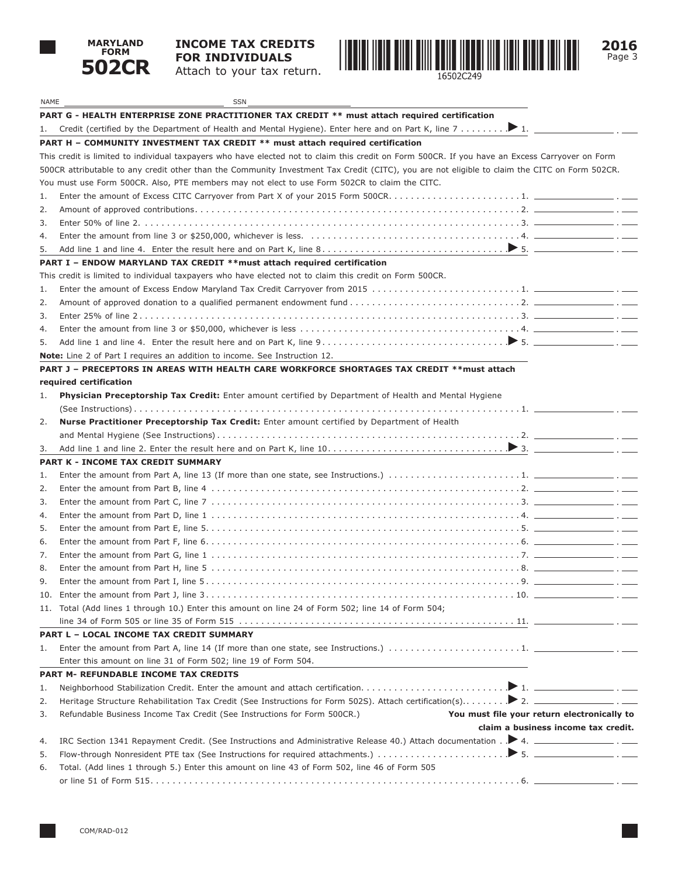**MARYLAND FORM 502CR**

**INCOME TAX CREDITS FOR INDIVIDUALS**
Attach to your tax return.

16502C249

**2016**

NAME ______________________ SSN ______________________

**PART G - HEALTH ENTERPRISE ZONE PRACTITIONER TAX CREDIT ** must attach required certification**

1. Credit (certified by the Department of Health and Mental Hygiene). Enter here and on Part K, line 7 . . . . . . . . ▶ 1. ____________ . ___

**PART H – COMMUNITY INVESTMENT TAX CREDIT ** must attach required certification**

This credit is limited to individual taxpayers who have elected not to claim this credit on Form 500CR. If you have an Excess Carryover on Form 500CR attributable to any credit other than the Community Investment Tax Credit (CITC), you are not eligible to claim the CITC on Form 502CR. You must use Form 500CR. Also, PTE members may not elect to use Form 502CR to claim the CITC.

1. Enter the amount of Excess CITC Carryover from Part X of your 2015 Form 500CR. . . . . . . . . . . . . . . . . . . . . . . . 1. ____________ . ___
2. Amount of approved contributions . . . . . . . . . . . . . . . . . . . . . . . . . . . . . . . . . . . . . . . . . . . . . . . . . . . . . . . . . 2. ____________ . ___
3. Enter 50% of line 2. . . . . . . . . . . . . . . . . . . . . . . . . . . . . . . . . . . . . . . . . . . . . . . . . . . . . . . . . . . . . . . . . . . 3. ____________ . ___
4. Enter the amount from line 3 or $250,000, whichever is less. . . . . . . . . . . . . . . . . . . . . . . . . . . . . . . . . . . . . 4. ____________ . ___
5. Add line 1 and line 4. Enter the result here and on Part K, line 8 . . . . . . . . . . . . . . . . . . . . . . . . . . . . . . . . . ▶ 5. ____________ . ___

**PART I – ENDOW MARYLAND TAX CREDIT **must attach required certification**

This credit is limited to individual taxpayers who have elected not to claim this credit on Form 500CR.

1. Enter the amount of Excess Endow Maryland Tax Credit Carryover from 2015 . . . . . . . . . . . . . . . . . . . . . . . . . . 1. ____________ . ___
2. Amount of approved donation to a qualified permanent endowment fund . . . . . . . . . . . . . . . . . . . . . . . . . . . . . . 2. ____________ . ___
3. Enter 25% of line 2 . . . . . . . . . . . . . . . . . . . . . . . . . . . . . . . . . . . . . . . . . . . . . . . . . . . . . . . . . . . . . . . . . . 3. ____________ . ___
4. Enter the amount from line 3 or $50,000, whichever is less . . . . . . . . . . . . . . . . . . . . . . . . . . . . . . . . . . . . . . 4. ____________ . ___
5. Add line 1 and line 4. Enter the result here and on Part K, line 9 . . . . . . . . . . . . . . . . . . . . . . . . . . . . . . . . . ▶ 5. ____________ . ___

**Note:** Line 2 of Part I requires an addition to income. See Instruction 12.

**PART J – PRECEPTORS IN AREAS WITH HEALTH CARE WORKFORCE SHORTAGES TAX CREDIT **must attach required certification**

1. **Physician Preceptorship Tax Credit:** Enter amount certified by Department of Health and Mental Hygiene (See Instructions) . . . . . . . . . . . . . . . . . . . . . . . . . . . . . . . . . . . . . . . . . . . . . . . . . . . . . . . . . . . . . . . . . 1. ____________ . ___
2. **Nurse Practitioner Preceptorship Tax Credit:** Enter amount certified by Department of Health and Mental Hygiene (See Instructions) . . . . . . . . . . . . . . . . . . . . . . . . . . . . . . . . . . . . . . . . . . . . . . . . . . . . . 2. ____________ . ___
3. Add line 1 and line 2. Enter the result here and on Part K, line 10. . . . . . . . . . . . . . . . . . . . . . . . . . . . . . . . ▶ 3. ____________ . ___

**PART K - INCOME TAX CREDIT SUMMARY**

1. Enter the amount from Part A, line 13 (If more than one state, see Instructions.) . . . . . . . . . . . . . . . . . . . . . . . . 1. ____________ . ___
2. Enter the amount from Part B, line 4 . . . . . . . . . . . . . . . . . . . . . . . . . . . . . . . . . . . . . . . . . . . . . . . . . . . . . . . 2. ____________ . ___
3. Enter the amount from Part C, line 7 . . . . . . . . . . . . . . . . . . . . . . . . . . . . . . . . . . . . . . . . . . . . . . . . . . . . . . . 3. ____________ . ___
4. Enter the amount from Part D, line 1 . . . . . . . . . . . . . . . . . . . . . . . . . . . . . . . . . . . . . . . . . . . . . . . . . . . . . . . 4. ____________ . ___
5. Enter the amount from Part E, line 5. . . . . . . . . . . . . . . . . . . . . . . . . . . . . . . . . . . . . . . . . . . . . . . . . . . . . . . 5. ____________ . ___
6. Enter the amount from Part F, line 6. . . . . . . . . . . . . . . . . . . . . . . . . . . . . . . . . . . . . . . . . . . . . . . . . . . . . . . 6. ____________ . ___
7. Enter the amount from Part G, line 1 . . . . . . . . . . . . . . . . . . . . . . . . . . . . . . . . . . . . . . . . . . . . . . . . . . . . . . . 7. ____________ . ___
8. Enter the amount from Part H, line 5 . . . . . . . . . . . . . . . . . . . . . . . . . . . . . . . . . . . . . . . . . . . . . . . . . . . . . . . 8. ____________ . ___
9. Enter the amount from Part I, line 5 . . . . . . . . . . . . . . . . . . . . . . . . . . . . . . . . . . . . . . . . . . . . . . . . . . . . . . . . 9. ____________ . ___
10. Enter the amount from Part J, line 3 . . . . . . . . . . . . . . . . . . . . . . . . . . . . . . . . . . . . . . . . . . . . . . . . . . . . . . . 10. ____________ . ___
11. Total (Add lines 1 through 10.) Enter this amount on line 24 of Form 502; line 14 of Form 504; line 34 of Form 505 or line 35 of Form 515 . . . . . . . . . . . . . . . . . . . . . . . . . . . . . . . . . . . . . . . . . . . . . . 11. ____________ . ___

**PART L – LOCAL INCOME TAX CREDIT SUMMARY**

1. Enter the amount from Part A, line 14 (If more than one state, see Instructions.) . . . . . . . . . . . . . . . . . . . . . . . . 1. ____________ . ___
   Enter this amount on line 31 of Form 502; line 19 of Form 504.

**PART M- REFUNDABLE INCOME TAX CREDITS**

1. Neighborhood Stabilization Credit. Enter the amount and attach certification. . . . . . . . . . . . . . . . . . . . . . . . . . ▶ 1. ____________ . ___
2. Heritage Structure Rehabilitation Tax Credit (See Instructions for Form 502S). Attach certification(s). . . . . . . . ▶ 2. ____________ . ___
3. Refundable Business Income Tax Credit (See Instructions for Form 500CR.) **You must file your return electronically to claim a business income tax credit.**
4. IRC Section 1341 Repayment Credit. (See Instructions and Administrative Release 40.) Attach documentation . . ▶ 4. ____________ . ___
5. Flow-through Nonresident PTE tax (See Instructions for required attachments.) . . . . . . . . . . . . . . . . . . . . . . . ▶ 5. ____________ . ___
6. Total. (Add lines 1 through 5.) Enter this amount on line 43 of Form 502, line 46 of Form 505 or line 51 of Form 515. . . . . . . . . . . . . . . . . . . . . . . . . . . . . . . . . . . . . . . . . . . . . . . . . . . . . . . . . . . . . . . . . 6. ____________ . ___

COM/RAD-012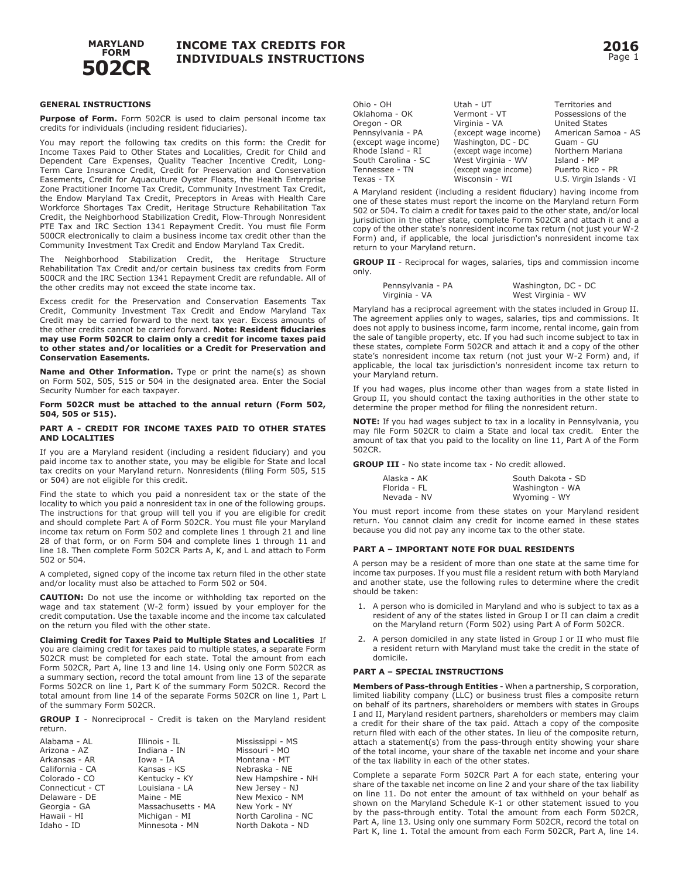# MARYLAND FORM 502CR

# INCOME TAX CREDITS FOR INDIVIDUALS INSTRUCTIONS

**2016**

## GENERAL INSTRUCTIONS

**Purpose of Form.** Form 502CR is used to claim personal income tax credits for individuals (including resident fiduciaries).

You may report the following tax credits on this form: the Credit for Income Taxes Paid to Other States and Localities, Credit for Child and Dependent Care Expenses, Quality Teacher Incentive Credit, Long-Term Care Insurance Credit, Credit for Preservation and Conservation Easements, Credit for Aquaculture Oyster Floats, the Health Enterprise Zone Practitioner Income Tax Credit, Community Investment Tax Credit, the Endow Maryland Tax Credit, Preceptors in Areas with Health Care Workforce Shortages Tax Credit, Heritage Structure Rehabilitation Tax Credit, the Neighborhood Stabilization Credit, Flow-Through Nonresident PTE Tax and IRC Section 1341 Repayment Credit. You must file Form 500CR electronically to claim a business income tax credit other than the Community Investment Tax Credit and Endow Maryland Tax Credit.

The Neighborhood Stabilization Credit, the Heritage Structure Rehabilitation Tax Credit and/or certain business tax credits from Form 500CR and the IRC Section 1341 Repayment Credit are refundable. All of the other credits may not exceed the state income tax.

Excess credit for the Preservation and Conservation Easements Tax Credit, Community Investment Tax Credit and Endow Maryland Tax Credit may be carried forward to the next tax year. Excess amounts of the other credits cannot be carried forward. **Note: Resident fiduciaries may use Form 502CR to claim only a credit for income taxes paid to other states and/or localities or a Credit for Preservation and Conservation Easements.**

**Name and Other Information.** Type or print the name(s) as shown on Form 502, 505, 515 or 504 in the designated area. Enter the Social Security Number for each taxpayer.

**Form 502CR must be attached to the annual return (Form 502, 504, 505 or 515).**

### PART A - CREDIT FOR INCOME TAXES PAID TO OTHER STATES AND LOCALITIES

If you are a Maryland resident (including a resident fiduciary) and you paid income tax to another state, you may be eligible for State and local tax credits on your Maryland return. Nonresidents (filing Form 505, 515 or 504) are not eligible for this credit.

Find the state to which you paid a nonresident tax or the state of the locality to which you paid a nonresident tax in one of the following groups. The instructions for that group will tell you if you are eligible for credit and should complete Part A of Form 502CR. You must file your Maryland income tax return on Form 502 and complete lines 1 through 21 and line 28 of that form, or on Form 504 and complete lines 1 through 11 and line 18. Then complete Form 502CR Parts A, K, and L and attach to Form 502 or 504.

A completed, signed copy of the income tax return filed in the other state and/or locality must also be attached to Form 502 or 504.

**CAUTION:** Do not use the income or withholding tax reported on the wage and tax statement (W-2 form) issued by your employer for the credit computation. Use the taxable income and the income tax calculated on the return you filed with the other state.

**Claiming Credit for Taxes Paid to Multiple States and Localities** If you are claiming credit for taxes paid to multiple states, a separate Form 502CR must be completed for each state. Total the amount from each Form 502CR, Part A, line 13 and line 14. Using only one Form 502CR as a summary section, record the total amount from line 13 of the separate Forms 502CR on line 1, Part K of the summary Form 502CR. Record the total amount from line 14 of the separate Forms 502CR on line 1, Part L of the summary Form 502CR.

**GROUP I** - Nonreciprocal - Credit is taken on the Maryland resident return.

| | | |
|---|---|---|
| Alabama - AL | Illinois - IL | Mississippi - MS |
| Arizona - AZ | Indiana - IN | Missouri - MO |
| Arkansas - AR | Iowa - IA | Montana - MT |
| California - CA | Kansas - KS | Nebraska - NE |
| Colorado - CO | Kentucky - KY | New Hampshire - NH |
| Connecticut - CT | Louisiana - LA | New Jersey - NJ |
| Delaware - DE | Maine - ME | New Mexico - NM |
| Georgia - GA | Massachusetts - MA | New York - NY |
| Hawaii - HI | Michigan - MI | North Carolina - NC |
| Idaho - ID | Minnesota - MN | North Dakota - ND |
| Ohio - OH | Utah - UT | Territories and Possessions of the United States |
| Oklahoma - OK | Vermont - VT | American Samoa - AS |
| Oregon - OR | Virginia - VA (except wage income) | Guam - GU |
| Pennsylvania - PA (except wage income) | Washington, DC - DC (except wage income) | Northern Mariana Island - MP |
| Rhode Island - RI | West Virginia - WV (except wage income) | Puerto Rico - PR |
| South Carolina - SC | Wisconsin - WI | U.S. Virgin Islands - VI |
| Tennessee - TN | | |
| Texas - TX | | |

A Maryland resident (including a resident fiduciary) having income from one of these states must report the income on the Maryland return Form 502 or 504. To claim a credit for taxes paid to the other state, and/or local jurisdiction in the other state, complete Form 502CR and attach it and a copy of the other state's nonresident income tax return (not just your W-2 Form) and, if applicable, the local jurisdiction's nonresident income tax return to your Maryland return.

**GROUP II** - Reciprocal for wages, salaries, tips and commission income only.

| | |
|---|---|
| Pennsylvania - PA | Washington, DC - DC |
| Virginia - VA | West Virginia - WV |

Maryland has a reciprocal agreement with the states included in Group II. The agreement applies only to wages, salaries, tips and commissions. It does not apply to business income, farm income, rental income, gain from the sale of tangible property, etc. If you had such income subject to tax in these states, complete Form 502CR and attach it and a copy of the other state's nonresident income tax return (not just your W-2 Form) and, if applicable, the local tax jurisdiction's nonresident income tax return to your Maryland return.

If you had wages, plus income other than wages from a state listed in Group II, you should contact the taxing authorities in the other state to determine the proper method for filing the nonresident return.

**NOTE:** If you had wages subject to tax in a locality in Pennsylvania, you may file Form 502CR to claim a State and local tax credit. Enter the amount of tax that you paid to the locality on line 11, Part A of the Form 502CR.

**GROUP III** - No state income tax - No credit allowed.

| | |
|---|---|
| Alaska - AK | South Dakota - SD |
| Florida - FL | Washington - WA |
| Nevada - NV | Wyoming - WY |

You must report income from these states on your Maryland resident return. You cannot claim any credit for income earned in these states because you did not pay any income tax to the other state.

### PART A – IMPORTANT NOTE FOR DUAL RESIDENTS

A person may be a resident of more than one state at the same time for income tax purposes. If you must file a resident return with both Maryland and another state, use the following rules to determine where the credit should be taken:

1. A person who is domiciled in Maryland and who is subject to tax as a resident of any of the states listed in Group I or II can claim a credit on the Maryland return (Form 502) using Part A of Form 502CR.
2. A person domiciled in any state listed in Group I or II who must file a resident return with Maryland must take the credit in the state of domicile.

### PART A – SPECIAL INSTRUCTIONS

**Members of Pass-through Entities** - When a partnership, S corporation, limited liability company (LLC) or business trust files a composite return on behalf of its partners, shareholders or members with states in Groups I and II, Maryland resident partners, shareholders or members may claim a credit for their share of the tax paid. Attach a copy of the composite return filed with each of the other states. In lieu of the composite return, attach a statement(s) from the pass-through entity showing your share of the total income, your share of the taxable net income and your share of the tax liability in each of the other states.

Complete a separate Form 502CR Part A for each state, entering your share of the taxable net income on line 2 and your share of the tax liability on line 11. Do not enter the amount of tax withheld on your behalf as shown on the Maryland Schedule K-1 or other statement issued to you by the pass-through entity. Total the amount from each Form 502CR, Part A, line 13. Using only one summary Form 502CR, record the total on Part K, line 1. Total the amount from each Form 502CR, Part A, line 14.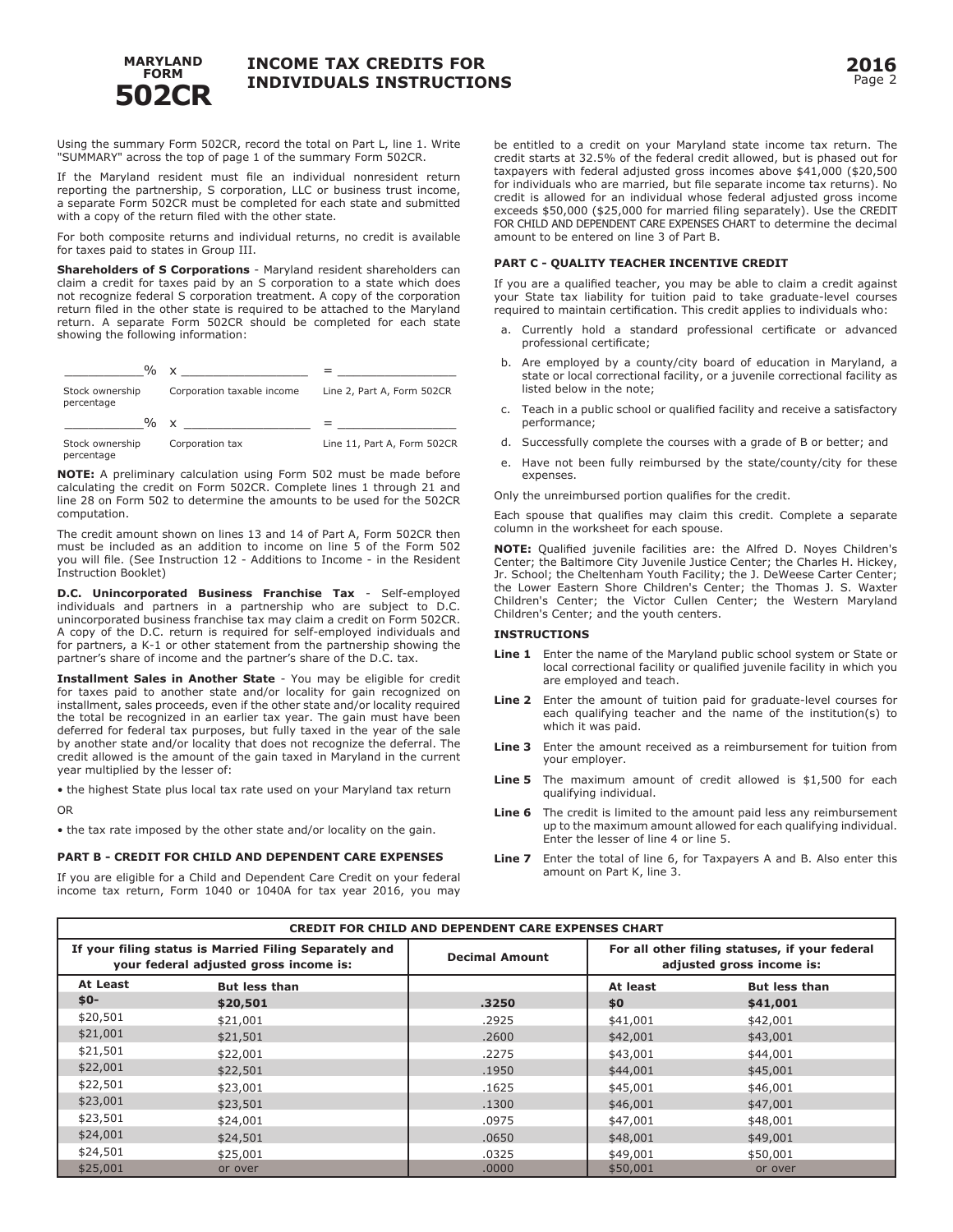Using the summary Form 502CR, record the total on Part L, line 1. Write "SUMMARY" across the top of page 1 of the summary Form 502CR.

If the Maryland resident must file an individual nonresident return reporting the partnership, S corporation, LLC or business trust income, a separate Form 502CR must be completed for each state and submitted with a copy of the return filed with the other state.

For both composite returns and individual returns, no credit is available for taxes paid to states in Group III.

**Shareholders of S Corporations** - Maryland resident shareholders can claim a credit for taxes paid by an S corporation to a state which does not recognize federal S corporation treatment. A copy of the corporation return filed in the other state is required to be attached to the Maryland return. A separate Form 502CR should be completed for each state showing the following information:

| ___________% | x _________________ | = _________________ |
|---|---|---|
| Stock ownership percentage | Corporation taxable income | Line 2, Part A, Form 502CR |
| ___________% | x _________________ | = _________________ |
| Stock ownership percentage | Corporation tax | Line 11, Part A, Form 502CR |

**NOTE:** A preliminary calculation using Form 502 must be made before calculating the credit on Form 502CR. Complete lines 1 through 21 and line 28 on Form 502 to determine the amounts to be used for the 502CR computation.

The credit amount shown on lines 13 and 14 of Part A, Form 502CR then must be included as an addition to income on line 5 of the Form 502 you will file. (See Instruction 12 - Additions to Income - in the Resident Instruction Booklet)

**D.C. Unincorporated Business Franchise Tax** - Self-employed individuals and partners in a partnership who are subject to D.C. unincorporated business franchise tax may claim a credit on Form 502CR. A copy of the D.C. return is required for self-employed individuals and for partners, a K-1 or other statement from the partnership showing the partner's share of income and the partner's share of the D.C. tax.

**Installment Sales in Another State** - You may be eligible for credit for taxes paid to another state and/or locality for gain recognized on installment, sales proceeds, even if the other state and/or locality required the total be recognized in an earlier tax year. The gain must have been deferred for federal tax purposes, but fully taxed in the year of the sale by another state and/or locality that does not recognize the deferral. The credit allowed is the amount of the gain taxed in Maryland in the current year multiplied by the lesser of:

• the highest State plus local tax rate used on your Maryland tax return

OR

• the tax rate imposed by the other state and/or locality on the gain.

### PART B - CREDIT FOR CHILD AND DEPENDENT CARE EXPENSES

If you are eligible for a Child and Dependent Care Credit on your federal income tax return, Form 1040 or 1040A for tax year 2016, you may be entitled to a credit on your Maryland state income tax return. The credit starts at 32.5% of the federal credit allowed, but is phased out for taxpayers with federal adjusted gross incomes above $41,000 ($20,500 for individuals who are married, but file separate income tax returns). No credit is allowed for an individual whose federal adjusted gross income exceeds $50,000 ($25,000 for married filing separately). Use the CREDIT FOR CHILD AND DEPENDENT CARE EXPENSES CHART to determine the decimal amount to be entered on line 3 of Part B.

### PART C - QUALITY TEACHER INCENTIVE CREDIT

If you are a qualified teacher, you may be able to claim a credit against your State tax liability for tuition paid to take graduate-level courses required to maintain certification. This credit applies to individuals who:

a. Currently hold a standard professional certificate or advanced professional certificate;

b. Are employed by a county/city board of education in Maryland, a state or local correctional facility, or a juvenile correctional facility as listed below in the note;

c. Teach in a public school or qualified facility and receive a satisfactory performance;

d. Successfully complete the courses with a grade of B or better; and

e. Have not been fully reimbursed by the state/county/city for these expenses.

Only the unreimbursed portion qualifies for the credit.

Each spouse that qualifies may claim this credit. Complete a separate column in the worksheet for each spouse.

**NOTE:** Qualified juvenile facilities are: the Alfred D. Noyes Children's Center; the Baltimore City Juvenile Justice Center; the Charles H. Hickey, Jr. School; the Cheltenham Youth Facility; the J. DeWeese Carter Center; the Lower Eastern Shore Children's Center; the Thomas J. S. Waxter Children's Center; the Victor Cullen Center; the Western Maryland Children's Center; and the youth centers.

**INSTRUCTIONS**

**Line 1** Enter the name of the Maryland public school system or State or local correctional facility or qualified juvenile facility in which you are employed and teach.

**Line 2** Enter the amount of tuition paid for graduate-level courses for each qualifying teacher and the name of the institution(s) to which it was paid.

**Line 3** Enter the amount received as a reimbursement for tuition from your employer.

**Line 5** The maximum amount of credit allowed is $1,500 for each qualifying individual.

**Line 6** The credit is limited to the amount paid less any reimbursement up to the maximum amount allowed for each qualifying individual. Enter the lesser of line 4 or line 5.

**Line 7** Enter the total of line 6, for Taxpayers A and B. Also enter this amount on Part K, line 3.

**CREDIT FOR CHILD AND DEPENDENT CARE EXPENSES CHART**

| If your filing status is Married Filing Separately and your federal adjusted gross income is: | | Decimal Amount | For all other filing statuses, if your federal adjusted gross income is: | |
|---|---|---|---|---|
| **At Least** | **But less than** | | **At least** | **But less than** |
| **$0-** | **$20,501** | **.3250** | **$0** | **$41,001** |
| $20,501 | $21,001 | .2925 | $41,001 | $42,001 |
| $21,001 | $21,501 | .2600 | $42,001 | $43,001 |
| $21,501 | $22,001 | .2275 | $43,001 | $44,001 |
| $22,001 | $22,501 | .1950 | $44,001 | $45,001 |
| $22,501 | $23,001 | .1625 | $45,001 | $46,001 |
| $23,001 | $23,501 | .1300 | $46,001 | $47,001 |
| $23,501 | $24,001 | .0975 | $47,001 | $48,001 |
| $24,001 | $24,501 | .0650 | $48,001 | $49,001 |
| $24,501 | $25,001 | .0325 | $49,001 | $50,001 |
| $25,001 | or over | .0000 | $50,001 | or over |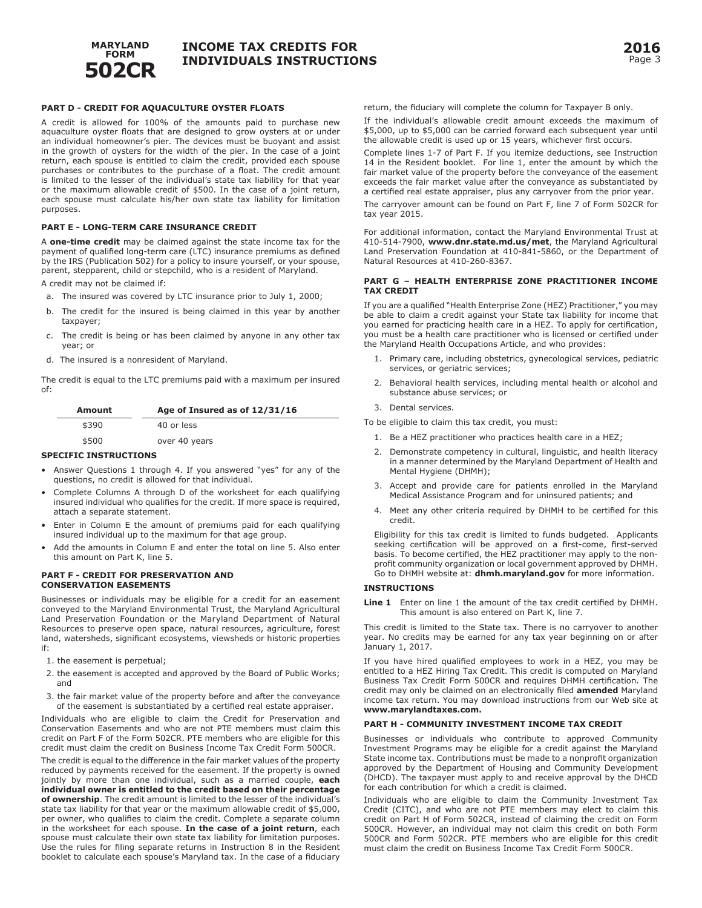## PART D - CREDIT FOR AQUACULTURE OYSTER FLOATS

A credit is allowed for 100% of the amounts paid to purchase new aquaculture oyster floats that are designed to grow oysters at or under an individual homeowner's pier. The devices must be buoyant and assist in the growth of oysters for the width of the pier. In the case of a joint return, each spouse is entitled to claim the credit, provided each spouse purchases or contributes to the purchase of a float. The credit amount is limited to the lesser of the individual's state tax liability for that year or the maximum allowable credit of $500. In the case of a joint return, each spouse must calculate his/her own state tax liability for limitation purposes.

## PART E - LONG-TERM CARE INSURANCE CREDIT

A **one-time credit** may be claimed against the state income tax for the payment of qualified long-term care (LTC) insurance premiums as defined by the IRS (Publication 502) for a policy to insure yourself, or your spouse, parent, stepparent, child or stepchild, who is a resident of Maryland.

A credit may not be claimed if:

a. The insured was covered by LTC insurance prior to July 1, 2000;

b. The credit for the insured is being claimed in this year by another taxpayer;

c. The credit is being or has been claimed by anyone in any other tax year; or

d. The insured is a nonresident of Maryland.

The credit is equal to the LTC premiums paid with a maximum per insured of:

| Amount | Age of Insured as of 12/31/16 |
|---|---|
| $390 | 40 or less |
| $500 | over 40 years |

### SPECIFIC INSTRUCTIONS

- Answer Questions 1 through 4. If you answered "yes" for any of the questions, no credit is allowed for that individual.
- Complete Columns A through D of the worksheet for each qualifying insured individual who qualifies for the credit. If more space is required, attach a separate statement.
- Enter in Column E the amount of premiums paid for each qualifying insured individual up to the maximum for that age group.
- Add the amounts in Column E and enter the total on line 5. Also enter this amount on Part K, line 5.

## PART F - CREDIT FOR PRESERVATION AND CONSERVATION EASEMENTS

Businesses or individuals may be eligible for a credit for an easement conveyed to the Maryland Environmental Trust, the Maryland Agricultural Land Preservation Foundation or the Maryland Department of Natural Resources to preserve open space, natural resources, agriculture, forest land, watersheds, significant ecosystems, viewsheds or historic properties if:

1. the easement is perpetual;
2. the easement is accepted and approved by the Board of Public Works; and
3. the fair market value of the property before and after the conveyance of the easement is substantiated by a certified real estate appraiser.

Individuals who are eligible to claim the Credit for Preservation and Conservation Easements and who are not PTE members must claim this credit on Part F of the Form 502CR. PTE members who are eligible for this credit must claim the credit on Business Income Tax Credit Form 500CR.

The credit is equal to the difference in the fair market values of the property reduced by payments received for the easement. If the property is owned jointly by more than one individual, such as a married couple, **each individual owner is entitled to the credit based on their percentage of ownership**. The credit amount is limited to the lesser of the individual's state tax liability for that year or the maximum allowable credit of $5,000, per owner, who qualifies to claim the credit. Complete a separate column in the worksheet for each spouse. **In the case of a joint return**, each spouse must calculate their own state tax liability for limitation purposes. Use the rules for filing separate returns in Instruction 8 in the Resident booklet to calculate each spouse's Maryland tax. In the case of a fiduciary return, the fiduciary will complete the column for Taxpayer B only.

If the individual's allowable credit amount exceeds the maximum of $5,000, up to $5,000 can be carried forward each subsequent year until the allowable credit is used up or 15 years, whichever first occurs.

Complete lines 1-7 of Part F. If you itemize deductions, see Instruction 14 in the Resident booklet. For line 1, enter the amount by which the fair market value of the property before the conveyance of the easement exceeds the fair market value after the conveyance as substantiated by a certified real estate appraiser, plus any carryover from the prior year.

The carryover amount can be found on Part F, line 7 of Form 502CR for tax year 2015.

For additional information, contact the Maryland Environmental Trust at 410-514-7900, **www.dnr.state.md.us/met**, the Maryland Agricultural Land Preservation Foundation at 410-841-5860, or the Department of Natural Resources at 410-260-8367.

## PART G – HEALTH ENTERPRISE ZONE PRACTITIONER INCOME TAX CREDIT

If you are a qualified "Health Enterprise Zone (HEZ) Practitioner," you may be able to claim a credit against your State tax liability for income that you earned for practicing health care in a HEZ. To apply for certification, you must be a health care practitioner who is licensed or certified under the Maryland Health Occupations Article, and who provides:

1. Primary care, including obstetrics, gynecological services, pediatric services, or geriatric services;
2. Behavioral health services, including mental health or alcohol and substance abuse services; or
3. Dental services.

To be eligible to claim this tax credit, you must:

1. Be a HEZ practitioner who practices health care in a HEZ;
2. Demonstrate competency in cultural, linguistic, and health literacy in a manner determined by the Maryland Department of Health and Mental Hygiene (DHMH);
3. Accept and provide care for patients enrolled in the Maryland Medical Assistance Program and for uninsured patients; and
4. Meet any other criteria required by DHMH to be certified for this credit.

Eligibility for this tax credit is limited to funds budgeted. Applicants seeking certification will be approved on a first-come, first-served basis. To become certified, the HEZ practitioner may apply to the non-profit community organization or local government approved by DHMH. Go to DHMH website at: **dhmh.maryland.gov** for more information.

### INSTRUCTIONS

**Line 1** Enter on line 1 the amount of the tax credit certified by DHMH. This amount is also entered on Part K, line 7.

This credit is limited to the State tax. There is no carryover to another year. No credits may be earned for any tax year beginning on or after January 1, 2017.

If you have hired qualified employees to work in a HEZ, you may be entitled to a HEZ Hiring Tax Credit. This credit is computed on Maryland Business Tax Credit Form 500CR and requires DHMH certification. The credit may only be claimed on an electronically filed **amended** Maryland income tax return. You may download instructions from our Web site at **www.marylandtaxes.com.**

## PART H - COMMUNITY INVESTMENT INCOME TAX CREDIT

Businesses or individuals who contribute to approved Community Investment Programs may be eligible for a credit against the Maryland State income tax. Contributions must be made to a nonprofit organization approved by the Department of Housing and Community Development (DHCD). The taxpayer must apply to and receive approval by the DHCD for each contribution for which a credit is claimed.

Individuals who are eligible to claim the Community Investment Tax Credit (CITC), and who are not PTE members may elect to claim this credit on Part H of Form 502CR, instead of claiming the credit on Form 500CR. However, an individual may not claim this credit on both Form 500CR and Form 502CR. PTE members who are eligible for this credit must claim the credit on Business Income Tax Credit Form 500CR.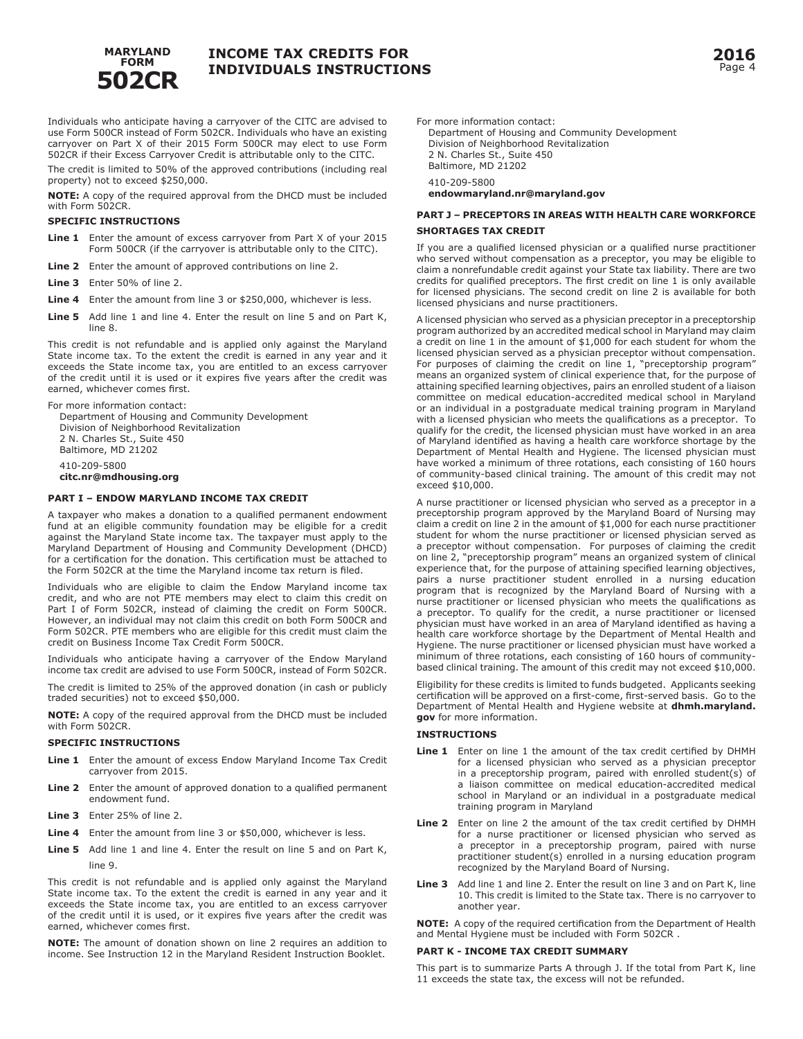Individuals who anticipate having a carryover of the CITC are advised to use Form 500CR instead of Form 502CR. Individuals who have an existing carryover on Part X of their 2015 Form 500CR may elect to use Form 502CR if their Excess Carryover Credit is attributable only to the CITC.

The credit is limited to 50% of the approved contributions (including real property) not to exceed $250,000.

**NOTE:** A copy of the required approval from the DHCD must be included with Form 502CR.

**SPECIFIC INSTRUCTIONS**

**Line 1** Enter the amount of excess carryover from Part X of your 2015 Form 500CR (if the carryover is attributable only to the CITC).

**Line 2** Enter the amount of approved contributions on line 2.

**Line 3** Enter 50% of line 2.

**Line 4** Enter the amount from line 3 or $250,000, whichever is less.

**Line 5** Add line 1 and line 4. Enter the result on line 5 and on Part K, line 8.

This credit is not refundable and is applied only against the Maryland State income tax. To the extent the credit is earned in any year and it exceeds the State income tax, you are entitled to an excess carryover of the credit until it is used or it expires five years after the credit was earned, whichever comes first.

For more information contact:
Department of Housing and Community Development
Division of Neighborhood Revitalization
2 N. Charles St., Suite 450
Baltimore, MD 21202

410-209-5800
**citc.nr@mdhousing.org**

### PART I – ENDOW MARYLAND INCOME TAX CREDIT

A taxpayer who makes a donation to a qualified permanent endowment fund at an eligible community foundation may be eligible for a credit against the Maryland State income tax. The taxpayer must apply to the Maryland Department of Housing and Community Development (DHCD) for a certification for the donation. This certification must be attached to the Form 502CR at the time the Maryland income tax return is filed.

Individuals who are eligible to claim the Endow Maryland income tax credit, and who are not PTE members may elect to claim this credit on Part I of Form 502CR, instead of claiming the credit on Form 500CR. However, an individual may not claim this credit on both Form 500CR and Form 502CR. PTE members who are eligible for this credit must claim the credit on Business Income Tax Credit Form 500CR.

Individuals who anticipate having a carryover of the Endow Maryland income tax credit are advised to use Form 500CR, instead of Form 502CR.

The credit is limited to 25% of the approved donation (in cash or publicly traded securities) not to exceed $50,000.

**NOTE:** A copy of the required approval from the DHCD must be included with Form 502CR.

**SPECIFIC INSTRUCTIONS**

**Line 1** Enter the amount of excess Endow Maryland Income Tax Credit carryover from 2015.

**Line 2** Enter the amount of approved donation to a qualified permanent endowment fund.

**Line 3** Enter 25% of line 2.

**Line 4** Enter the amount from line 3 or $50,000, whichever is less.

**Line 5** Add line 1 and line 4. Enter the result on line 5 and on Part K, line 9.

This credit is not refundable and is applied only against the Maryland State income tax. To the extent the credit is earned in any year and it exceeds the State income tax, you are entitled to an excess carryover of the credit until it is used, or it expires five years after the credit was earned, whichever comes first.

**NOTE:** The amount of donation shown on line 2 requires an addition to income. See Instruction 12 in the Maryland Resident Instruction Booklet.

For more information contact:
Department of Housing and Community Development
Division of Neighborhood Revitalization
2 N. Charles St., Suite 450
Baltimore, MD 21202

410-209-5800
**endowmaryland.nr@maryland.gov**

### PART J – PRECEPTORS IN AREAS WITH HEALTH CARE WORKFORCE SHORTAGES TAX CREDIT

If you are a qualified licensed physician or a qualified nurse practitioner who served without compensation as a preceptor, you may be eligible to claim a nonrefundable credit against your State tax liability. There are two credits for qualified preceptors. The first credit on line 1 is only available for licensed physicians. The second credit on line 2 is available for both licensed physicians and nurse practitioners.

A licensed physician who served as a physician preceptor in a preceptorship program authorized by an accredited medical school in Maryland may claim a credit on line 1 in the amount of $1,000 for each student for whom the licensed physician served as a physician preceptor without compensation. For purposes of claiming the credit on line 1, "preceptorship program" means an organized system of clinical experience that, for the purpose of attaining specified learning objectives, pairs an enrolled student of a liaison committee on medical education-accredited medical school in Maryland or an individual in a postgraduate medical training program in Maryland with a licensed physician who meets the qualifications as a preceptor. To qualify for the credit, the licensed physician must have worked in an area of Maryland identified as having a health care workforce shortage by the Department of Mental Health and Hygiene. The licensed physician must have worked a minimum of three rotations, each consisting of 160 hours of community-based clinical training. The amount of this credit may not exceed $10,000.

A nurse practitioner or licensed physician who served as a preceptor in a preceptorship program approved by the Maryland Board of Nursing may claim a credit on line 2 in the amount of $1,000 for each nurse practitioner student for whom the nurse practitioner or licensed physician served as a preceptor without compensation. For purposes of claiming the credit on line 2, "preceptorship program" means an organized system of clinical experience that, for the purpose of attaining specified learning objectives, pairs a nurse practitioner student enrolled in a nursing education program that is recognized by the Maryland Board of Nursing with a nurse practitioner or licensed physician who meets the qualifications as a preceptor. To qualify for the credit, a nurse practitioner or licensed physician must have worked in an area of Maryland identified as having a health care workforce shortage by the Department of Mental Health and Hygiene. The nurse practitioner or licensed physician must have worked a minimum of three rotations, each consisting of 160 hours of community-based clinical training. The amount of this credit may not exceed $10,000.

Eligibility for these credits is limited to funds budgeted. Applicants seeking certification will be approved on a first-come, first-served basis. Go to the Department of Mental Health and Hygiene website at **dhmh.maryland.gov** for more information.

**INSTRUCTIONS**

**Line 1** Enter on line 1 the amount of the tax credit certified by DHMH for a licensed physician who served as a physician preceptor in a preceptorship program, paired with enrolled student(s) of a liaison committee on medical education-accredited medical school in Maryland or an individual in a postgraduate medical training program in Maryland

**Line 2** Enter on line 2 the amount of the tax credit certified by DHMH for a nurse practitioner or licensed physician who served as a preceptor in a preceptorship program, paired with nurse practitioner student(s) enrolled in a nursing education program recognized by the Maryland Board of Nursing.

**Line 3** Add line 1 and line 2. Enter the result on line 3 and on Part K, line 10. This credit is limited to the State tax. There is no carryover to another year.

**NOTE:** A copy of the required certification from the Department of Health and Mental Hygiene must be included with Form 502CR .

### PART K - INCOME TAX CREDIT SUMMARY

This part is to summarize Parts A through J. If the total from Part K, line 11 exceeds the state tax, the excess will not be refunded.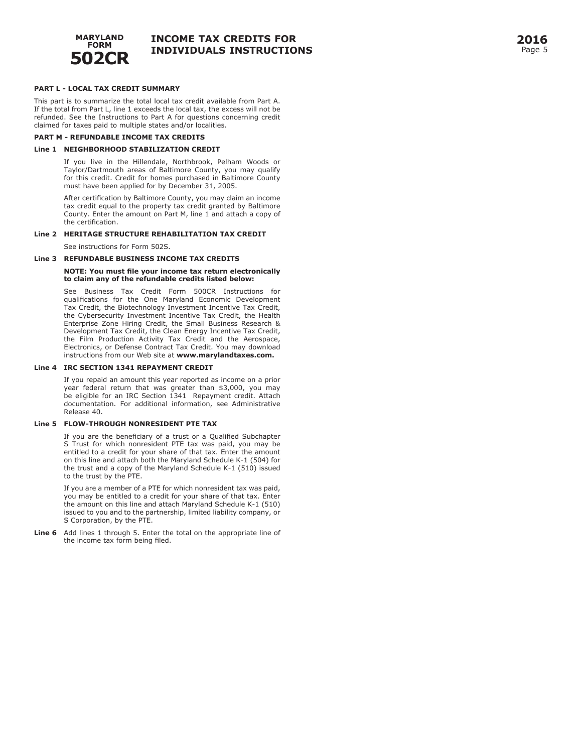**PART L - LOCAL TAX CREDIT SUMMARY**

This part is to summarize the total local tax credit available from Part A. If the total from Part L, line 1 exceeds the local tax, the excess will not be refunded. See the Instructions to Part A for questions concerning credit claimed for taxes paid to multiple states and/or localities.

**PART M - REFUNDABLE INCOME TAX CREDITS**

**Line 1 NEIGHBORHOOD STABILIZATION CREDIT**

If you live in the Hillendale, Northbrook, Pelham Woods or Taylor/Dartmouth areas of Baltimore County, you may qualify for this credit. Credit for homes purchased in Baltimore County must have been applied for by December 31, 2005.

After certification by Baltimore County, you may claim an income tax credit equal to the property tax credit granted by Baltimore County. Enter the amount on Part M, line 1 and attach a copy of the certification.

**Line 2 HERITAGE STRUCTURE REHABILITATION TAX CREDIT**

See instructions for Form 502S.

**Line 3 REFUNDABLE BUSINESS INCOME TAX CREDITS**

**NOTE: You must file your income tax return electronically to claim any of the refundable credits listed below:**

See Business Tax Credit Form 500CR Instructions for qualifications for the One Maryland Economic Development Tax Credit, the Biotechnology Investment Incentive Tax Credit, the Cybersecurity Investment Incentive Tax Credit, the Health Enterprise Zone Hiring Credit, the Small Business Research & Development Tax Credit, the Clean Energy Incentive Tax Credit, the Film Production Activity Tax Credit and the Aerospace, Electronics, or Defense Contract Tax Credit. You may download instructions from our Web site at **www.marylandtaxes.com.**

**Line 4 IRC SECTION 1341 REPAYMENT CREDIT**

If you repaid an amount this year reported as income on a prior year federal return that was greater than $3,000, you may be eligible for an IRC Section 1341 Repayment credit. Attach documentation. For additional information, see Administrative Release 40.

**Line 5 FLOW-THROUGH NONRESIDENT PTE TAX**

If you are the beneficiary of a trust or a Qualified Subchapter S Trust for which nonresident PTE tax was paid, you may be entitled to a credit for your share of that tax. Enter the amount on this line and attach both the Maryland Schedule K-1 (504) for the trust and a copy of the Maryland Schedule K-1 (510) issued to the trust by the PTE.

If you are a member of a PTE for which nonresident tax was paid, you may be entitled to a credit for your share of that tax. Enter the amount on this line and attach Maryland Schedule K-1 (510) issued to you and to the partnership, limited liability company, or S Corporation, by the PTE.

**Line 6** Add lines 1 through 5. Enter the total on the appropriate line of the income tax form being filed.